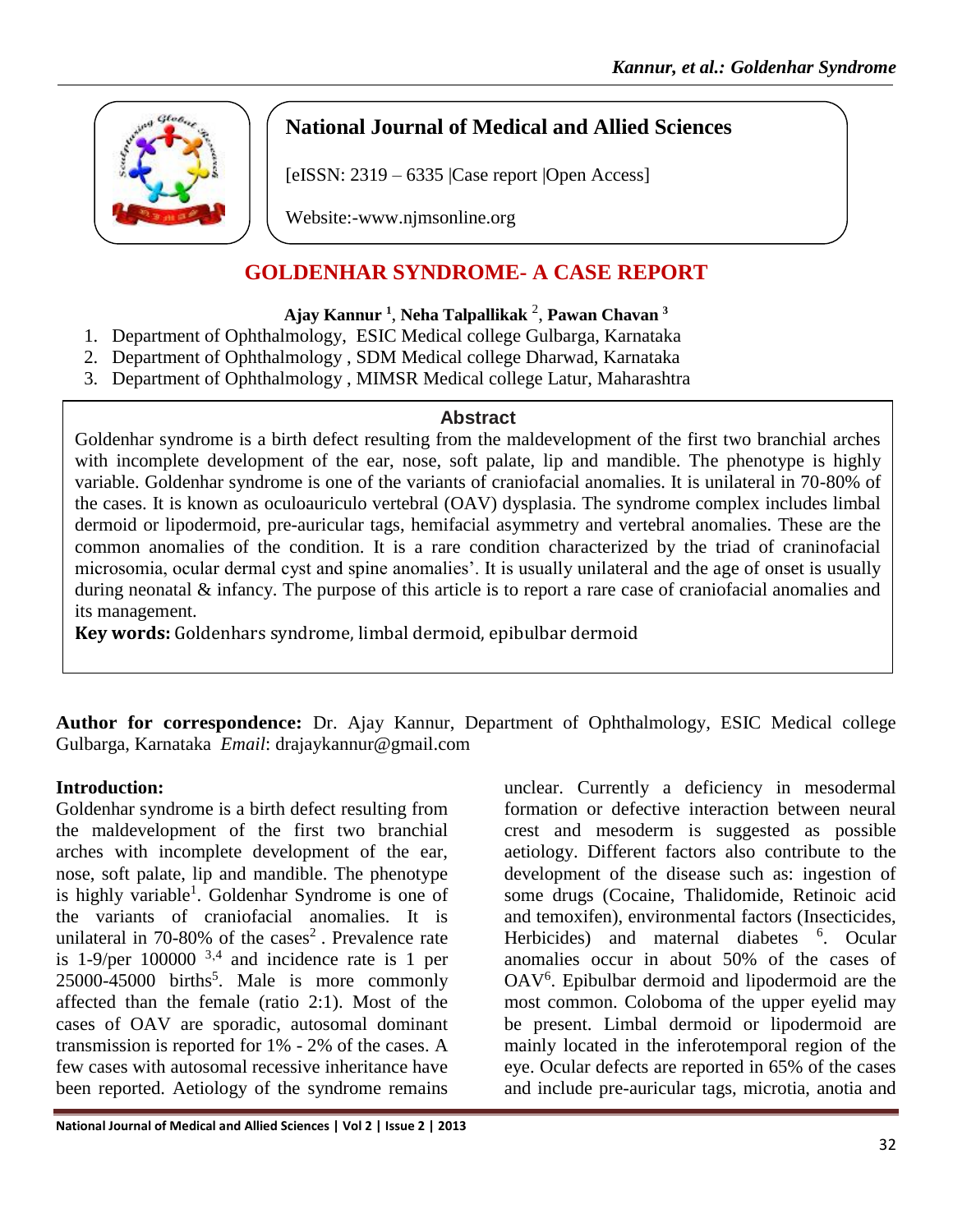**National Journal of Medical and Allied Sciences**

[eISSN: 2319 – 6335 |Case report |Open Access]

Website:-www.njmsonline.org

# GOLDENHAR SYNDROME- A CASE REPORT

**Ajay Kannur [1], Neha Talpallikak [2], Pawan Chavan [3]**

1. Department of Ophthalmology, ESIC Medical college Gulbarga, Karnataka
2. Department of Ophthalmology , SDM Medical college Dharwad, Karnataka
3. Department of Ophthalmology , MIMSR Medical college Latur, Maharashtra

## Abstract

Goldenhar syndrome is a birth defect resulting from the maldevelopment of the first two branchial arches with incomplete development of the ear, nose, soft palate, lip and mandible. The phenotype is highly variable. Goldenhar syndrome is one of the variants of craniofacial anomalies. It is unilateral in 70-80% of the cases. It is known as oculoauriculo vertebral (OAV) dysplasia. The syndrome complex includes limbal dermoid or lipodermoid, pre-auricular tags, hemifacial asymmetry and vertebral anomalies. These are the common anomalies of the condition. It is a rare condition characterized by the triad of craninofacial microsomia, ocular dermal cyst and spine anomalies'. It is usually unilateral and the age of onset is usually during neonatal & infancy. The purpose of this article is to report a rare case of craniofacial anomalies and its management.

**Key words:** Goldenhars syndrome, limbal dermoid, epibulbar dermoid

**Author for correspondence:** Dr. Ajay Kannur, Department of Ophthalmology, ESIC Medical college Gulbarga, Karnataka *Email*: drajaykannur@gmail.com

## Introduction:

Goldenhar syndrome is a birth defect resulting from the maldevelopment of the first two branchial arches with incomplete development of the ear, nose, soft palate, lip and mandible. The phenotype is highly variable[1]. Goldenhar Syndrome is one of the variants of craniofacial anomalies. It is unilateral in 70-80% of the cases[2]. Prevalence rate is 1-9/per 100000 [3,4] and incidence rate is 1 per 25000-45000 births[5]. Male is more commonly affected than the female (ratio 2:1). Most of the cases of OAV are sporadic, autosomal dominant transmission is reported for 1% - 2% of the cases. A few cases with autosomal recessive inheritance have been reported. Aetiology of the syndrome remains unclear. Currently a deficiency in mesodermal formation or defective interaction between neural crest and mesoderm is suggested as possible aetiology. Different factors also contribute to the development of the disease such as: ingestion of some drugs (Cocaine, Thalidomide, Retinoic acid and temoxifen), environmental factors (Insecticides, Herbicides) and maternal diabetes [6]. Ocular anomalies occur in about 50% of the cases of OAV[6]. Epibulbar dermoid and lipodermoid are the most common. Coloboma of the upper eyelid may be present. Limbal dermoid or lipodermoid are mainly located in the inferotemporal region of the eye. Ocular defects are reported in 65% of the cases and include pre-auricular tags, microtia, anotia and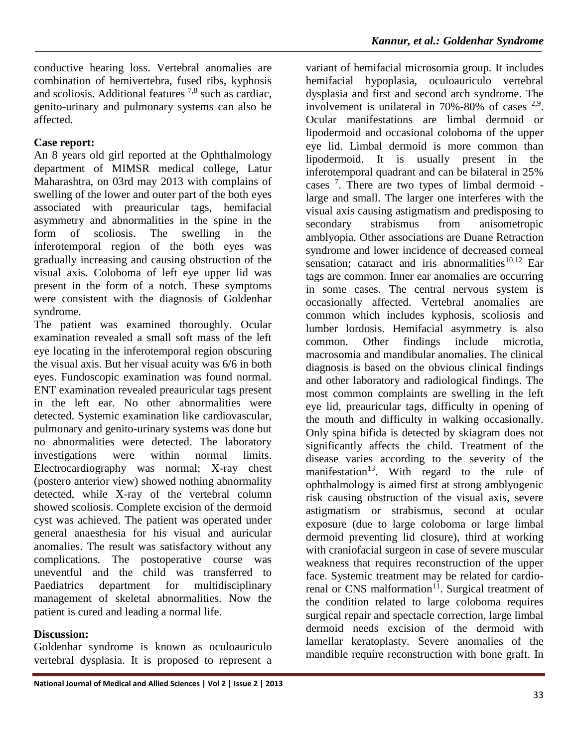conductive hearing loss. Vertebral anomalies are combination of hemivertebra, fused ribs, kyphosis and scoliosis. Additional features [7,8] such as cardiac, genito-urinary and pulmonary systems can also be affected.

**Case report:**

An 8 years old girl reported at the Ophthalmology department of MIMSR medical college, Latur Maharashtra, on 03rd may 2013 with complains of swelling of the lower and outer part of the both eyes associated with preauricular tags, hemifacial asymmetry and abnormalities in the spine in the form of scoliosis. The swelling in the inferotemporal region of the both eyes was gradually increasing and causing obstruction of the visual axis. Coloboma of left eye upper lid was present in the form of a notch. These symptoms were consistent with the diagnosis of Goldenhar syndrome.

The patient was examined thoroughly. Ocular examination revealed a small soft mass of the left eye locating in the inferotemporal region obscuring the visual axis. But her visual acuity was 6/6 in both eyes. Fundoscopic examination was found normal. ENT examination revealed preauricular tags present in the left ear. No other abnormalities were detected. Systemic examination like cardiovascular, pulmonary and genito-urinary systems was done but no abnormalities were detected. The laboratory investigations were within normal limits. Electrocardiography was normal; X-ray chest (postero anterior view) showed nothing abnormality detected, while X-ray of the vertebral column showed scoliosis. Complete excision of the dermoid cyst was achieved. The patient was operated under general anaesthesia for his visual and auricular anomalies. The result was satisfactory without any complications. The postoperative course was uneventful and the child was transferred to Paediatrics department for multidisciplinary management of skeletal abnormalities. Now the patient is cured and leading a normal life.

**Discussion:**

Goldenhar syndrome is known as oculoauriculo vertebral dysplasia. It is proposed to represent a variant of hemifacial microsomia group. It includes hemifacial hypoplasia, oculoauriculo vertebral dysplasia and first and second arch syndrome. The involvement is unilateral in 70%-80% of cases [2,9]. Ocular manifestations are limbal dermoid or lipodermoid and occasional coloboma of the upper eye lid. Limbal dermoid is more common than lipodermoid. It is usually present in the inferotemporal quadrant and can be bilateral in 25% cases [7]. There are two types of limbal dermoid - large and small. The larger one interferes with the visual axis causing astigmatism and predisposing to secondary strabismus from anisometropic amblyopia. Other associations are Duane Retraction syndrome and lower incidence of decreased corneal sensation; cataract and iris abnormalities[10,12] Ear tags are common. Inner ear anomalies are occurring in some cases. The central nervous system is occasionally affected. Vertebral anomalies are common which includes kyphosis, scoliosis and lumber lordosis. Hemifacial asymmetry is also common. Other findings include microtia, macrosomia and mandibular anomalies. The clinical diagnosis is based on the obvious clinical findings and other laboratory and radiological findings. The most common complaints are swelling in the left eye lid, preauricular tags, difficulty in opening of the mouth and difficulty in walking occasionally. Only spina bifida is detected by skiagram does not significantly affects the child. Treatment of the disease varies according to the severity of the manifestation[13]. With regard to the rule of ophthalmology is aimed first at strong amblyogenic risk causing obstruction of the visual axis, severe astigmatism or strabismus, second at ocular exposure (due to large coloboma or large limbal dermoid preventing lid closure), third at working with craniofacial surgeon in case of severe muscular weakness that requires reconstruction of the upper face. Systemic treatment may be related for cardio-renal or CNS malformation[11]. Surgical treatment of the condition related to large coloboma requires surgical repair and spectacle correction, large limbal dermoid needs excision of the dermoid with lamellar keratoplasty. Severe anomalies of the mandible require reconstruction with bone graft. In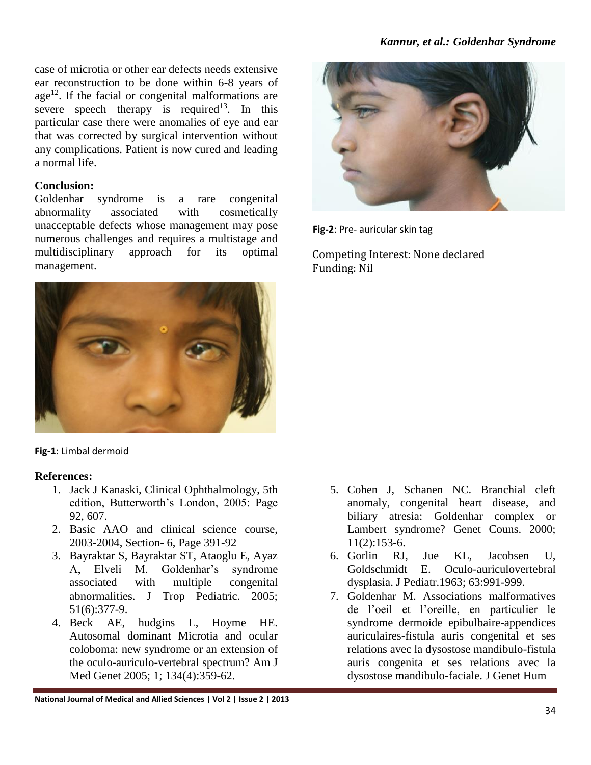case of microtia or other ear defects needs extensive ear reconstruction to be done within 6-8 years of age[12]. If the facial or congenital malformations are severe speech therapy is required[13]. In this particular case there were anomalies of eye and ear that was corrected by surgical intervention without any complications. Patient is now cured and leading a normal life.

**Conclusion:**

Goldenhar syndrome is a rare congenital abnormality associated with cosmetically unacceptable defects whose management may pose numerous challenges and requires a multistage and multidisciplinary approach for its optimal management.

**Fig-1**: Limbal dermoid

**Fig-2**: Pre- auricular skin tag

Competing Interest: None declared
Funding: Nil

**References:**

1. Jack J Kanaski, Clinical Ophthalmology, 5th edition, Butterworth's London, 2005: Page 92, 607.
2. Basic AAO and clinical science course, 2003-2004, Section- 6, Page 391-92
3. Bayraktar S, Bayraktar ST, Ataoglu E, Ayaz A, Elveli M. Goldenhar's syndrome associated with multiple congenital abnormalities. J Trop Pediatric. 2005; 51(6):377-9.
4. Beck AE, hudgins L, Hoyme HE. Autosomal dominant Microtia and ocular coloboma: new syndrome or an extension of the oculo-auriculo-vertebral spectrum? Am J Med Genet 2005; 1; 134(4):359-62.
5. Cohen J, Schanen NC. Branchial cleft anomaly, congenital heart disease, and biliary atresia: Goldenhar complex or Lambert syndrome? Genet Couns. 2000; 11(2):153-6.
6. Gorlin RJ, Jue KL, Jacobsen U, Goldschmidt E. Oculo-auriculovertebral dysplasia. J Pediatr.1963; 63:991-999.
7. Goldenhar M. Associations malformatives de l'oeil et l'oreille, en particulier le syndrome dermoide epibulbaire-appendices auriculaires-fistula auris congenital et ses relations avec la dysostose mandibulo-fistula auris congenita et ses relations avec la dysostose mandibulo-faciale. J Genet Hum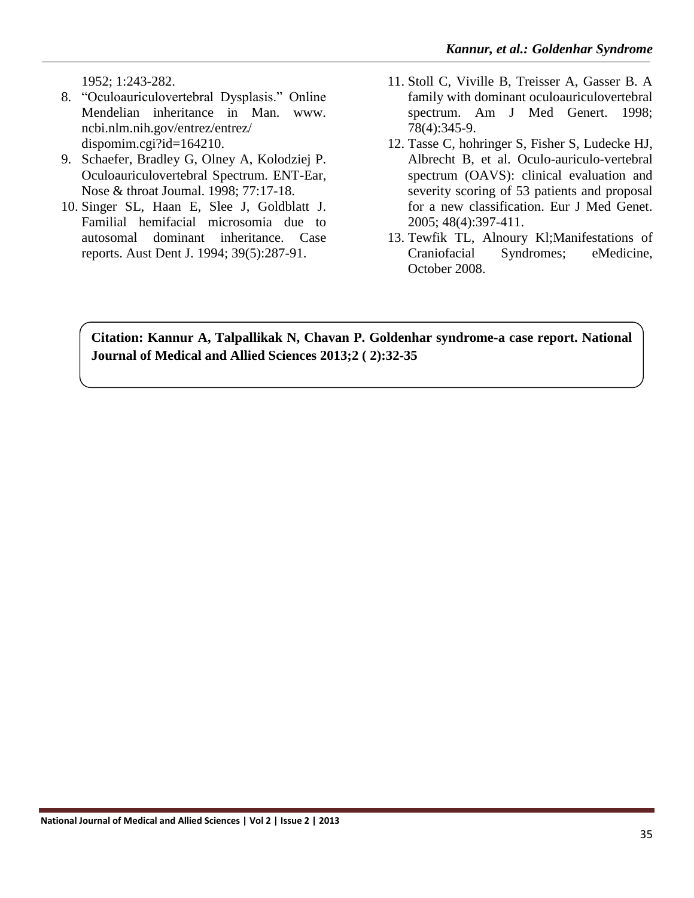1952; 1:243-282.

8. "Oculoauriculovertebral Dysplasis." Online Mendelian inheritance in Man. www. ncbi.nlm.nih.gov/entrez/entrez/ dispomim.cgi?id=164210.
9. Schaefer, Bradley G, Olney A, Kolodziej P. Oculoauriculovertebral Spectrum. ENT-Ear, Nose & throat Joumal. 1998; 77:17-18.
10. Singer SL, Haan E, Slee J, Goldblatt J. Familial hemifacial microsomia due to autosomal dominant inheritance. Case reports. Aust Dent J. 1994; 39(5):287-91.
11. Stoll C, Viville B, Treisser A, Gasser B. A family with dominant oculoauriculovertebral spectrum. Am J Med Genert. 1998; 78(4):345-9.
12. Tasse C, hohringer S, Fisher S, Ludecke HJ, Albrecht B, et al. Oculo-auriculo-vertebral spectrum (OAVS): clinical evaluation and severity scoring of 53 patients and proposal for a new classification. Eur J Med Genet. 2005; 48(4):397-411.
13. Tewfik TL, Alnoury Kl;Manifestations of Craniofacial Syndromes; eMedicine, October 2008.

**Citation: Kannur A, Talpallikak N, Chavan P. Goldenhar syndrome-a case report. National Journal of Medical and Allied Sciences 2013;2 ( 2):32-35**